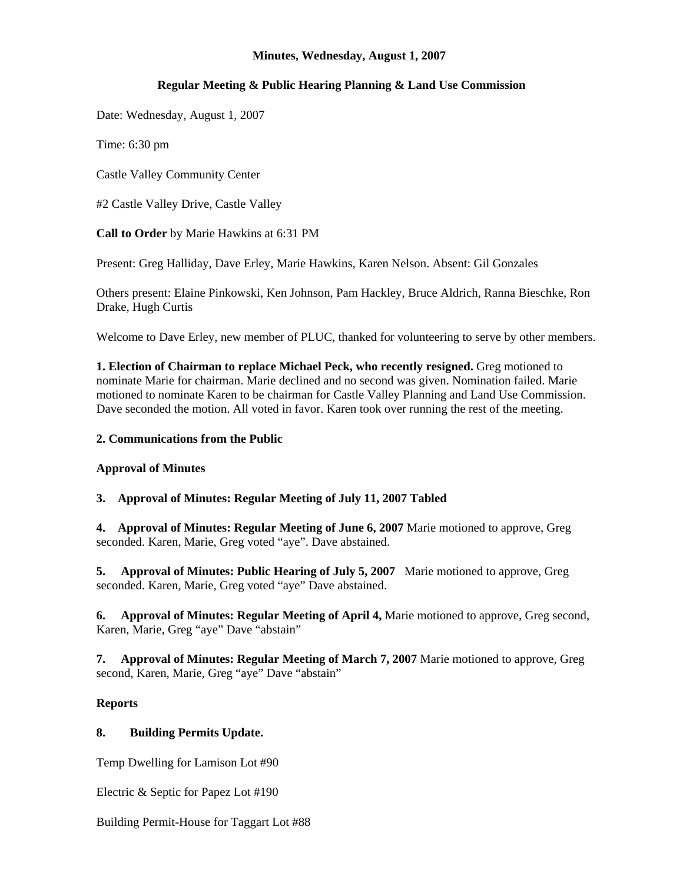**Minutes, Wednesday, August 1, 2007**

**Regular Meeting & Public Hearing Planning & Land Use Commission**

Date: Wednesday, August 1, 2007

Time: 6:30 pm

Castle Valley Community Center

#2 Castle Valley Drive, Castle Valley

**Call to Order** by Marie Hawkins at 6:31 PM

Present: Greg Halliday, Dave Erley, Marie Hawkins, Karen Nelson. Absent: Gil Gonzales

Others present: Elaine Pinkowski, Ken Johnson, Pam Hackley, Bruce Aldrich, Ranna Bieschke, Ron Drake, Hugh Curtis

Welcome to Dave Erley, new member of PLUC, thanked for volunteering to serve by other members.

**1. Election of Chairman to replace Michael Peck, who recently resigned.** Greg motioned to nominate Marie for chairman. Marie declined and no second was given. Nomination failed. Marie motioned to nominate Karen to be chairman for Castle Valley Planning and Land Use Commission. Dave seconded the motion. All voted in favor. Karen took over running the rest of the meeting.

**2. Communications from the Public**

**Approval of Minutes**

**3. Approval of Minutes: Regular Meeting of July 11, 2007 Tabled**

**4. Approval of Minutes: Regular Meeting of June 6, 2007** Marie motioned to approve, Greg seconded. Karen, Marie, Greg voted "aye". Dave abstained.

**5. Approval of Minutes: Public Hearing of July 5, 2007** Marie motioned to approve, Greg seconded. Karen, Marie, Greg voted "aye" Dave abstained.

**6. Approval of Minutes: Regular Meeting of April 4,** Marie motioned to approve, Greg second, Karen, Marie, Greg "aye" Dave "abstain"

**7. Approval of Minutes: Regular Meeting of March 7, 2007** Marie motioned to approve, Greg second, Karen, Marie, Greg "aye" Dave "abstain"

**Reports**

**8. Building Permits Update.**

Temp Dwelling for Lamison Lot #90

Electric & Septic for Papez Lot #190

Building Permit-House for Taggart Lot #88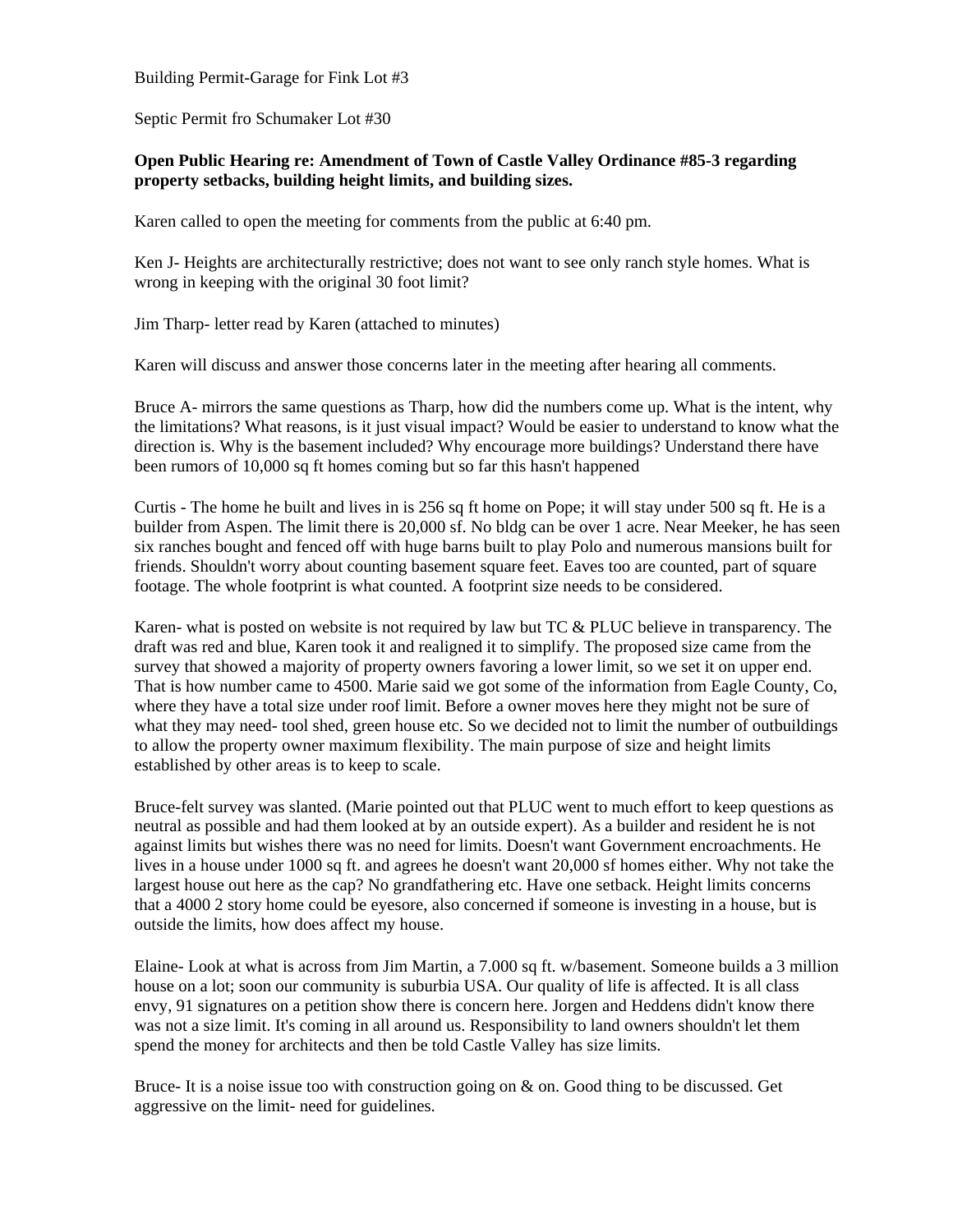Building Permit-Garage for Fink Lot #3

Septic Permit fro Schumaker Lot #30

**Open Public Hearing re: Amendment of Town of Castle Valley Ordinance #85-3 regarding property setbacks, building height limits, and building sizes.**

Karen called to open the meeting for comments from the public at 6:40 pm.

Ken J- Heights are architecturally restrictive; does not want to see only ranch style homes. What is wrong in keeping with the original 30 foot limit?

Jim Tharp- letter read by Karen (attached to minutes)

Karen will discuss and answer those concerns later in the meeting after hearing all comments.

Bruce A- mirrors the same questions as Tharp, how did the numbers come up. What is the intent, why the limitations? What reasons, is it just visual impact? Would be easier to understand to know what the direction is. Why is the basement included? Why encourage more buildings? Understand there have been rumors of 10,000 sq ft homes coming but so far this hasn't happened

Curtis - The home he built and lives in is 256 sq ft home on Pope; it will stay under 500 sq ft. He is a builder from Aspen. The limit there is 20,000 sf. No bldg can be over 1 acre. Near Meeker, he has seen six ranches bought and fenced off with huge barns built to play Polo and numerous mansions built for friends. Shouldn't worry about counting basement square feet. Eaves too are counted, part of square footage. The whole footprint is what counted. A footprint size needs to be considered.

Karen- what is posted on website is not required by law but TC & PLUC believe in transparency. The draft was red and blue, Karen took it and realigned it to simplify. The proposed size came from the survey that showed a majority of property owners favoring a lower limit, so we set it on upper end. That is how number came to 4500. Marie said we got some of the information from Eagle County, Co, where they have a total size under roof limit. Before a owner moves here they might not be sure of what they may need- tool shed, green house etc. So we decided not to limit the number of outbuildings to allow the property owner maximum flexibility. The main purpose of size and height limits established by other areas is to keep to scale.

Bruce-felt survey was slanted. (Marie pointed out that PLUC went to much effort to keep questions as neutral as possible and had them looked at by an outside expert). As a builder and resident he is not against limits but wishes there was no need for limits. Doesn't want Government encroachments. He lives in a house under 1000 sq ft. and agrees he doesn't want 20,000 sf homes either. Why not take the largest house out here as the cap? No grandfathering etc. Have one setback. Height limits concerns that a 4000 2 story home could be eyesore, also concerned if someone is investing in a house, but is outside the limits, how does affect my house.

Elaine- Look at what is across from Jim Martin, a 7.000 sq ft. w/basement. Someone builds a 3 million house on a lot; soon our community is suburbia USA. Our quality of life is affected. It is all class envy, 91 signatures on a petition show there is concern here. Jorgen and Heddens didn't know there was not a size limit. It's coming in all around us. Responsibility to land owners shouldn't let them spend the money for architects and then be told Castle Valley has size limits.

Bruce- It is a noise issue too with construction going on & on. Good thing to be discussed. Get aggressive on the limit- need for guidelines.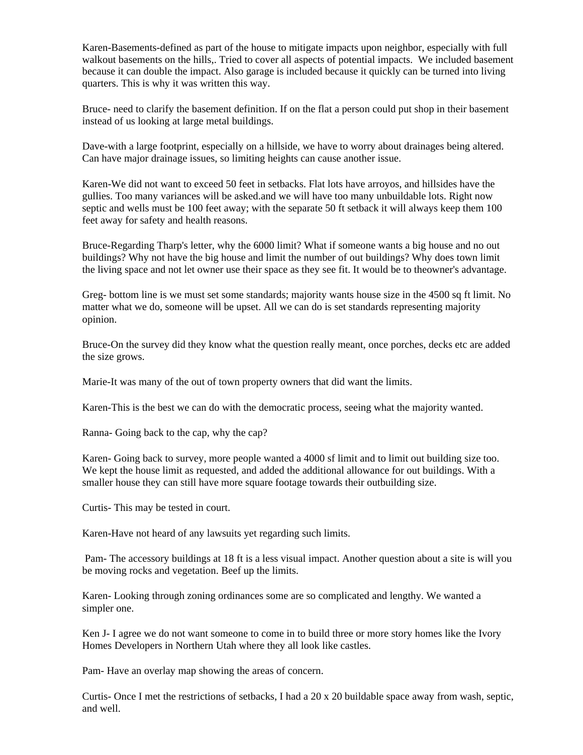Karen-Basements-defined as part of the house to mitigate impacts upon neighbor, especially with full walkout basements on the hills,. Tried to cover all aspects of potential impacts. We included basement because it can double the impact. Also garage is included because it quickly can be turned into living quarters. This is why it was written this way.

Bruce- need to clarify the basement definition. If on the flat a person could put shop in their basement instead of us looking at large metal buildings.

Dave-with a large footprint, especially on a hillside, we have to worry about drainages being altered. Can have major drainage issues, so limiting heights can cause another issue.

Karen-We did not want to exceed 50 feet in setbacks. Flat lots have arroyos, and hillsides have the gullies. Too many variances will be asked.and we will have too many unbuildable lots. Right now septic and wells must be 100 feet away; with the separate 50 ft setback it will always keep them 100 feet away for safety and health reasons.

Bruce-Regarding Tharp's letter, why the 6000 limit? What if someone wants a big house and no out buildings? Why not have the big house and limit the number of out buildings? Why does town limit the living space and not let owner use their space as they see fit. It would be to theowner's advantage.

Greg- bottom line is we must set some standards; majority wants house size in the 4500 sq ft limit. No matter what we do, someone will be upset. All we can do is set standards representing majority opinion.

Bruce-On the survey did they know what the question really meant, once porches, decks etc are added the size grows.

Marie-It was many of the out of town property owners that did want the limits.

Karen-This is the best we can do with the democratic process, seeing what the majority wanted.

Ranna- Going back to the cap, why the cap?

Karen- Going back to survey, more people wanted a 4000 sf limit and to limit out building size too. We kept the house limit as requested, and added the additional allowance for out buildings. With a smaller house they can still have more square footage towards their outbuilding size.

Curtis- This may be tested in court.

Karen-Have not heard of any lawsuits yet regarding such limits.

Pam- The accessory buildings at 18 ft is a less visual impact. Another question about a site is will you be moving rocks and vegetation. Beef up the limits.

Karen- Looking through zoning ordinances some are so complicated and lengthy. We wanted a simpler one.

Ken J- I agree we do not want someone to come in to build three or more story homes like the Ivory Homes Developers in Northern Utah where they all look like castles.

Pam- Have an overlay map showing the areas of concern.

Curtis- Once I met the restrictions of setbacks, I had a 20 x 20 buildable space away from wash, septic, and well.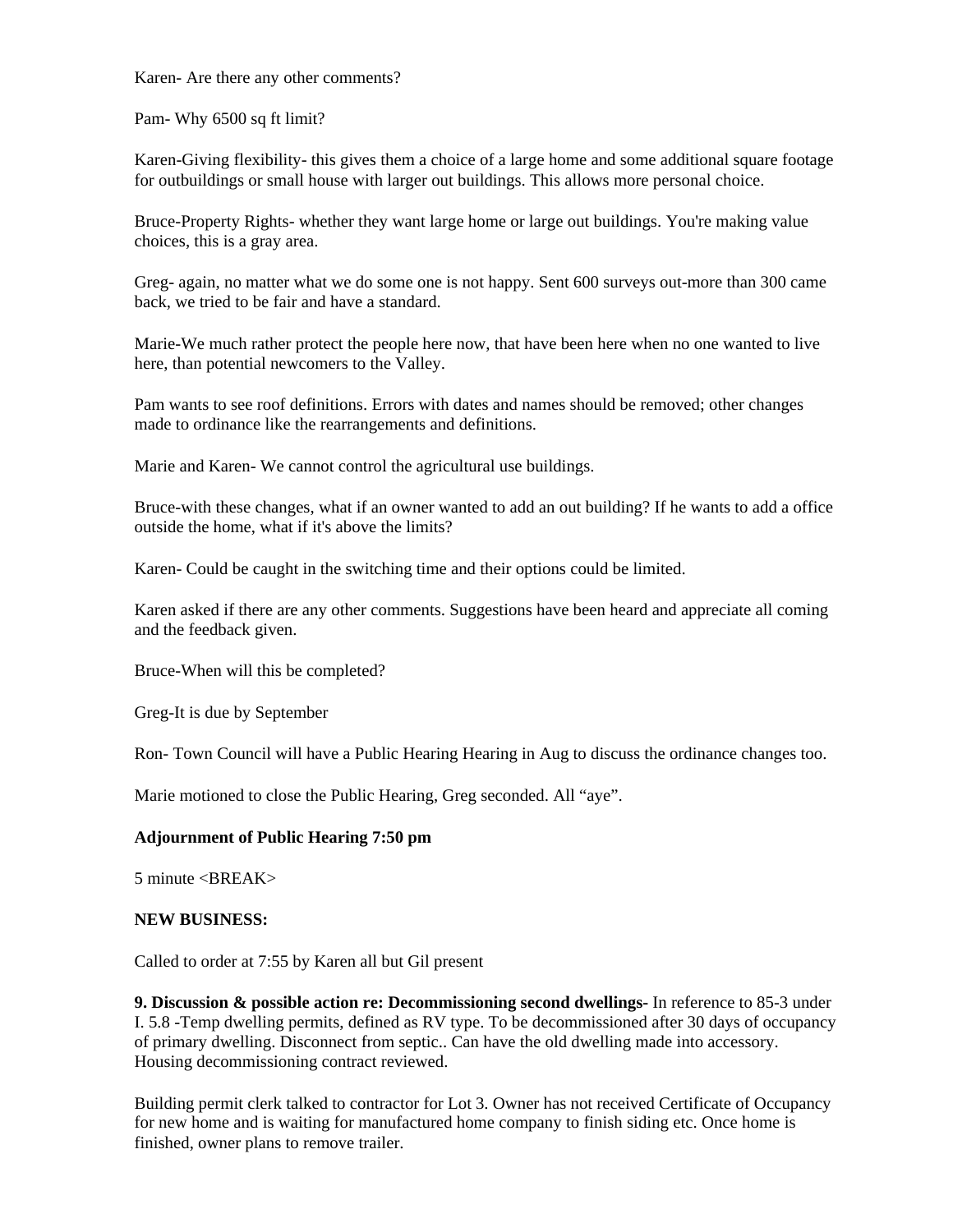Karen- Are there any other comments?

Pam- Why 6500 sq ft limit?

Karen-Giving flexibility- this gives them a choice of a large home and some additional square footage for outbuildings or small house with larger out buildings. This allows more personal choice.

Bruce-Property Rights- whether they want large home or large out buildings. You're making value choices, this is a gray area.

Greg- again, no matter what we do some one is not happy. Sent 600 surveys out-more than 300 came back, we tried to be fair and have a standard.

Marie-We much rather protect the people here now, that have been here when no one wanted to live here, than potential newcomers to the Valley.

Pam wants to see roof definitions. Errors with dates and names should be removed; other changes made to ordinance like the rearrangements and definitions.

Marie and Karen- We cannot control the agricultural use buildings.

Bruce-with these changes, what if an owner wanted to add an out building? If he wants to add a office outside the home, what if it's above the limits?

Karen- Could be caught in the switching time and their options could be limited.

Karen asked if there are any other comments. Suggestions have been heard and appreciate all coming and the feedback given.

Bruce-When will this be completed?

Greg-It is due by September

Ron- Town Council will have a Public Hearing Hearing in Aug to discuss the ordinance changes too.

Marie motioned to close the Public Hearing, Greg seconded. All "aye".

**Adjournment of Public Hearing 7:50 pm**

5 minute <BREAK>

**NEW BUSINESS:**

Called to order at 7:55 by Karen all but Gil present

**9. Discussion & possible action re: Decommissioning second dwellings-** In reference to 85-3 under I. 5.8 -Temp dwelling permits, defined as RV type. To be decommissioned after 30 days of occupancy of primary dwelling. Disconnect from septic.. Can have the old dwelling made into accessory. Housing decommissioning contract reviewed.

Building permit clerk talked to contractor for Lot 3. Owner has not received Certificate of Occupancy for new home and is waiting for manufactured home company to finish siding etc. Once home is finished, owner plans to remove trailer.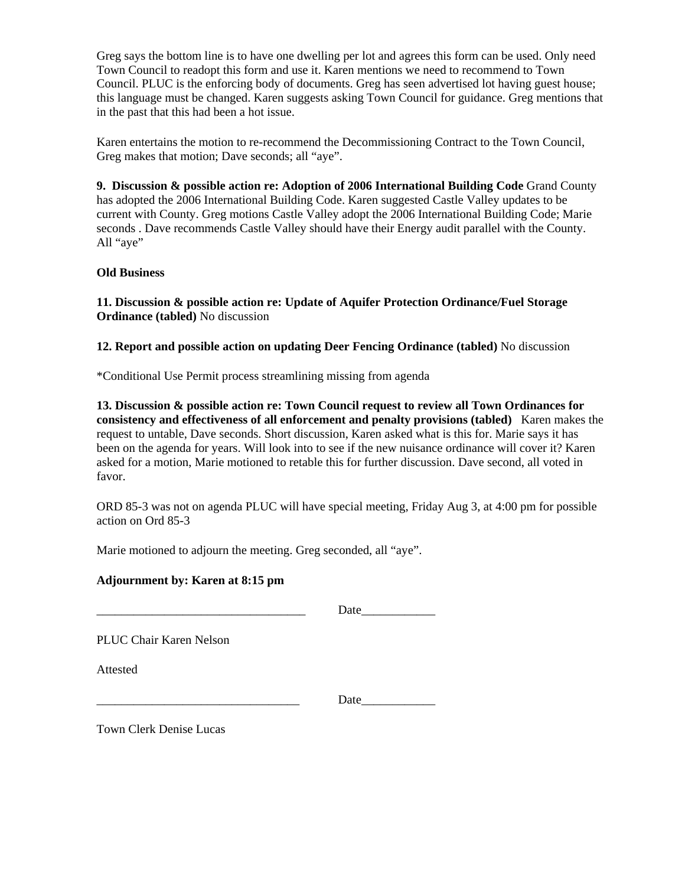Greg says the bottom line is to have one dwelling per lot and agrees this form can be used. Only need Town Council to readopt this form and use it. Karen mentions we need to recommend to Town Council. PLUC is the enforcing body of documents. Greg has seen advertised lot having guest house; this language must be changed. Karen suggests asking Town Council for guidance. Greg mentions that in the past that this had been a hot issue.

Karen entertains the motion to re-recommend the Decommissioning Contract to the Town Council, Greg makes that motion; Dave seconds; all "aye".

**9. Discussion & possible action re: Adoption of 2006 International Building Code** Grand County has adopted the 2006 International Building Code. Karen suggested Castle Valley updates to be current with County. Greg motions Castle Valley adopt the 2006 International Building Code; Marie seconds . Dave recommends Castle Valley should have their Energy audit parallel with the County. All "aye"

**Old Business**

**11. Discussion & possible action re: Update of Aquifer Protection Ordinance/Fuel Storage Ordinance (tabled)** No discussion

**12. Report and possible action on updating Deer Fencing Ordinance (tabled)** No discussion

*Conditional Use Permit process streamlining missing from agenda

**13. Discussion & possible action re: Town Council request to review all Town Ordinances for consistency and effectiveness of all enforcement and penalty provisions (tabled)** Karen makes the request to untable, Dave seconds. Short discussion, Karen asked what is this for. Marie says it has been on the agenda for years. Will look into to see if the new nuisance ordinance will cover it? Karen asked for a motion, Marie motioned to retable this for further discussion. Dave second, all voted in favor.

ORD 85-3 was not on agenda PLUC will have special meeting, Friday Aug 3, at 4:00 pm for possible action on Ord 85-3

Marie motioned to adjourn the meeting. Greg seconded, all "aye".

**Adjournment by: Karen at 8:15 pm**

__________________________________ Date____________

PLUC Chair Karen Nelson

Attested

_________________________________ Date____________

Town Clerk Denise Lucas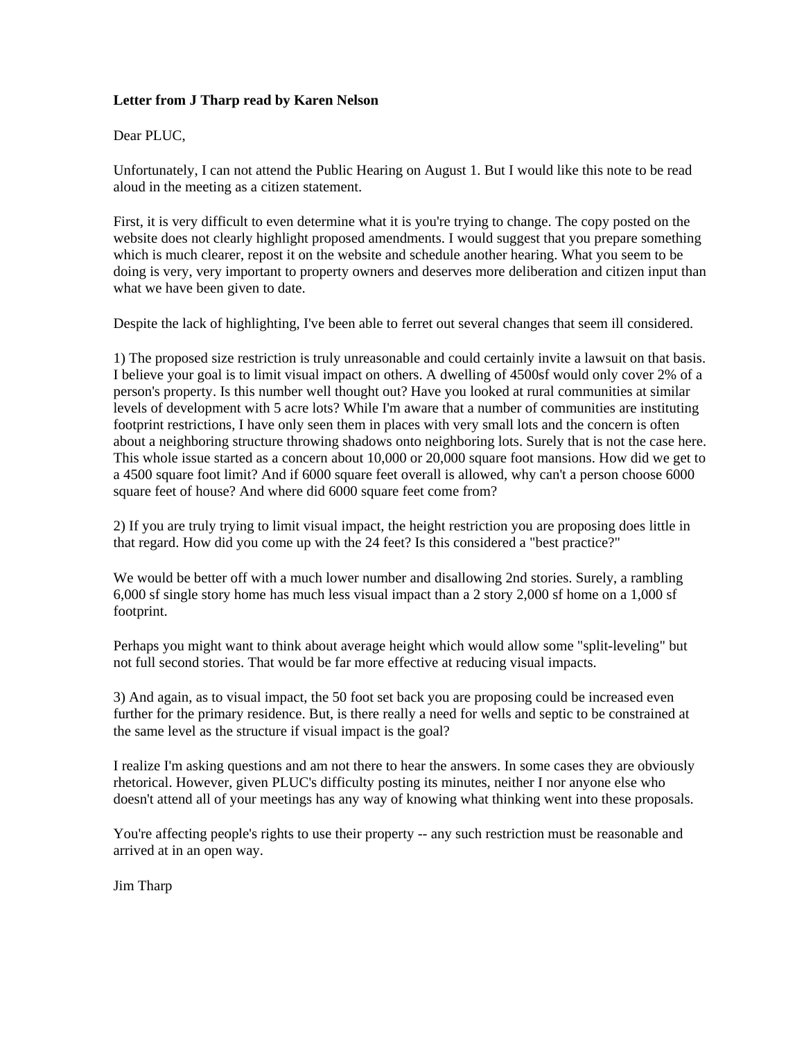**Letter from J Tharp read by Karen Nelson**

Dear PLUC,

Unfortunately, I can not attend the Public Hearing on August 1. But I would like this note to be read aloud in the meeting as a citizen statement.

First, it is very difficult to even determine what it is you're trying to change. The copy posted on the website does not clearly highlight proposed amendments. I would suggest that you prepare something which is much clearer, repost it on the website and schedule another hearing. What you seem to be doing is very, very important to property owners and deserves more deliberation and citizen input than what we have been given to date.

Despite the lack of highlighting, I've been able to ferret out several changes that seem ill considered.

1) The proposed size restriction is truly unreasonable and could certainly invite a lawsuit on that basis. I believe your goal is to limit visual impact on others. A dwelling of 4500sf would only cover 2% of a person's property. Is this number well thought out? Have you looked at rural communities at similar levels of development with 5 acre lots? While I'm aware that a number of communities are instituting footprint restrictions, I have only seen them in places with very small lots and the concern is often about a neighboring structure throwing shadows onto neighboring lots. Surely that is not the case here. This whole issue started as a concern about 10,000 or 20,000 square foot mansions. How did we get to a 4500 square foot limit? And if 6000 square feet overall is allowed, why can't a person choose 6000 square feet of house? And where did 6000 square feet come from?

2) If you are truly trying to limit visual impact, the height restriction you are proposing does little in that regard. How did you come up with the 24 feet? Is this considered a "best practice?"

We would be better off with a much lower number and disallowing 2nd stories. Surely, a rambling 6,000 sf single story home has much less visual impact than a 2 story 2,000 sf home on a 1,000 sf footprint.

Perhaps you might want to think about average height which would allow some "split-leveling" but not full second stories. That would be far more effective at reducing visual impacts.

3) And again, as to visual impact, the 50 foot set back you are proposing could be increased even further for the primary residence. But, is there really a need for wells and septic to be constrained at the same level as the structure if visual impact is the goal?

I realize I'm asking questions and am not there to hear the answers. In some cases they are obviously rhetorical. However, given PLUC's difficulty posting its minutes, neither I nor anyone else who doesn't attend all of your meetings has any way of knowing what thinking went into these proposals.

You're affecting people's rights to use their property -- any such restriction must be reasonable and arrived at in an open way.

Jim Tharp